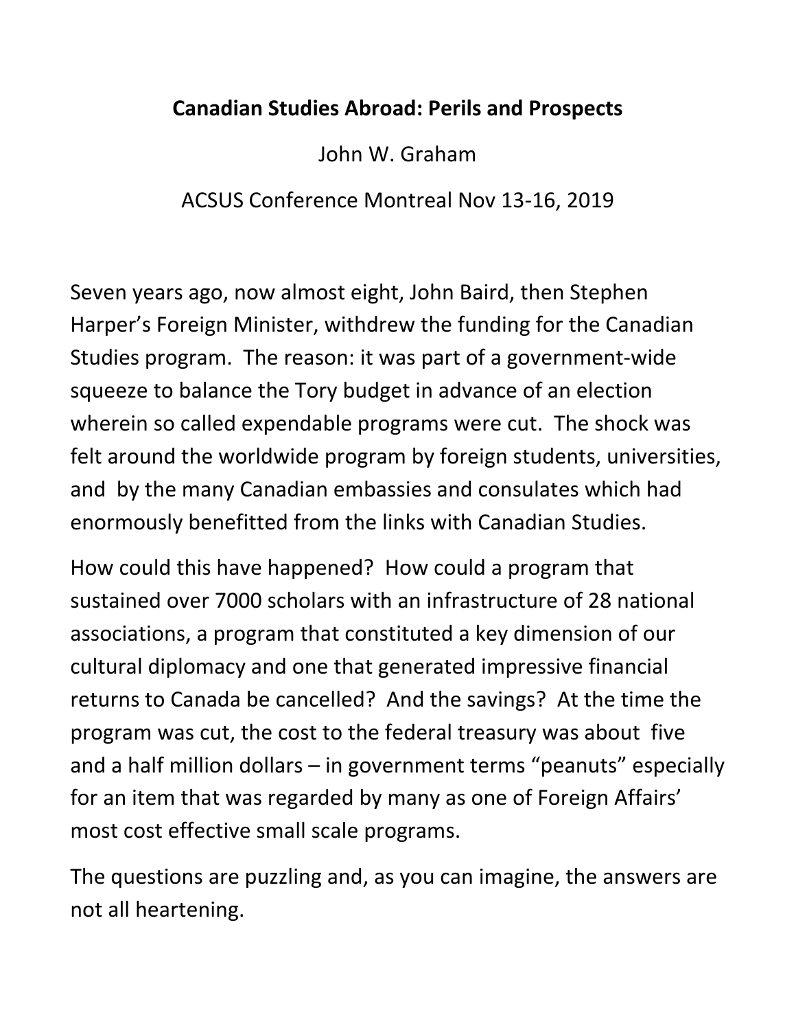# Canadian Studies Abroad: Perils and Prospects

John W. Graham

ACSUS Conference Montreal Nov 13-16, 2019

Seven years ago, now almost eight, John Baird, then Stephen Harper's Foreign Minister, withdrew the funding for the Canadian Studies program. The reason: it was part of a government-wide squeeze to balance the Tory budget in advance of an election wherein so called expendable programs were cut. The shock was felt around the worldwide program by foreign students, universities, and by the many Canadian embassies and consulates which had enormously benefitted from the links with Canadian Studies.

How could this have happened? How could a program that sustained over 7000 scholars with an infrastructure of 28 national associations, a program that constituted a key dimension of our cultural diplomacy and one that generated impressive financial returns to Canada be cancelled? And the savings? At the time the program was cut, the cost to the federal treasury was about five and a half million dollars – in government terms "peanuts" especially for an item that was regarded by many as one of Foreign Affairs' most cost effective small scale programs.

The questions are puzzling and, as you can imagine, the answers are not all heartening.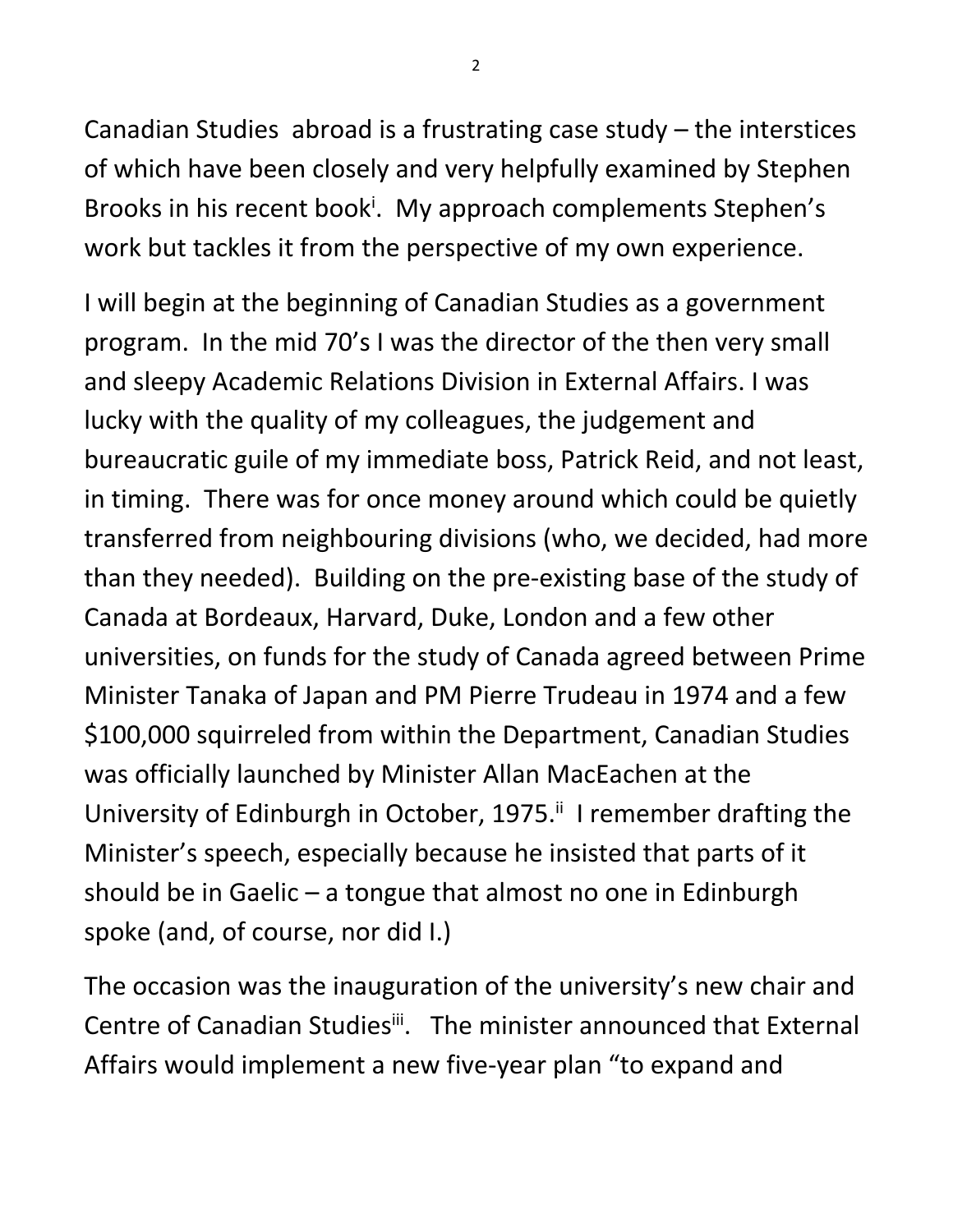Canadian Studies abroad is a frustrating case study – the interstices of which have been closely and very helpfully examined by Stephen Brooks in his recent book[i]. My approach complements Stephen's work but tackles it from the perspective of my own experience.

I will begin at the beginning of Canadian Studies as a government program. In the mid 70's I was the director of the then very small and sleepy Academic Relations Division in External Affairs. I was lucky with the quality of my colleagues, the judgement and bureaucratic guile of my immediate boss, Patrick Reid, and not least, in timing. There was for once money around which could be quietly transferred from neighbouring divisions (who, we decided, had more than they needed). Building on the pre-existing base of the study of Canada at Bordeaux, Harvard, Duke, London and a few other universities, on funds for the study of Canada agreed between Prime Minister Tanaka of Japan and PM Pierre Trudeau in 1974 and a few $100,000 squirreled from within the Department, Canadian Studies was officially launched by Minister Allan MacEachen at the University of Edinburgh in October, 1975.[ii] I remember drafting the Minister's speech, especially because he insisted that parts of it should be in Gaelic – a tongue that almost no one in Edinburgh spoke (and, of course, nor did I.)

The occasion was the inauguration of the university's new chair and Centre of Canadian Studies[iii]. The minister announced that External Affairs would implement a new five-year plan "to expand and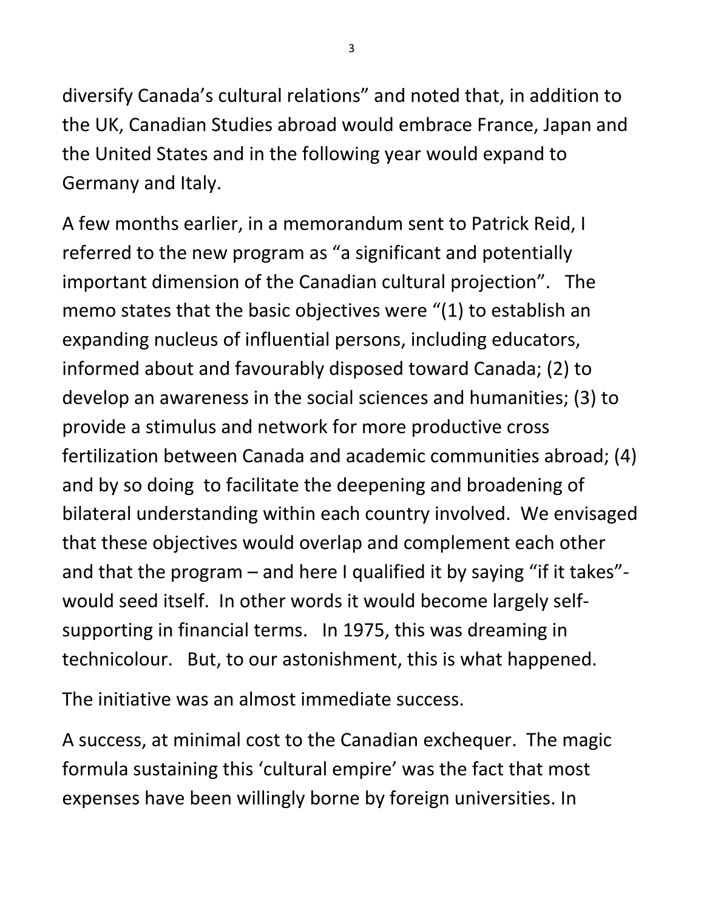diversify Canada's cultural relations" and noted that, in addition to the UK, Canadian Studies abroad would embrace France, Japan and the United States and in the following year would expand to Germany and Italy.

A few months earlier, in a memorandum sent to Patrick Reid, I referred to the new program as "a significant and potentially important dimension of the Canadian cultural projection". The memo states that the basic objectives were "(1) to establish an expanding nucleus of influential persons, including educators, informed about and favourably disposed toward Canada; (2) to develop an awareness in the social sciences and humanities; (3) to provide a stimulus and network for more productive cross fertilization between Canada and academic communities abroad; (4) and by so doing to facilitate the deepening and broadening of bilateral understanding within each country involved. We envisaged that these objectives would overlap and complement each other and that the program – and here I qualified it by saying "if it takes"- would seed itself. In other words it would become largely self-supporting in financial terms. In 1975, this was dreaming in technicolour. But, to our astonishment, this is what happened.

The initiative was an almost immediate success.

A success, at minimal cost to the Canadian exchequer. The magic formula sustaining this 'cultural empire' was the fact that most expenses have been willingly borne by foreign universities. In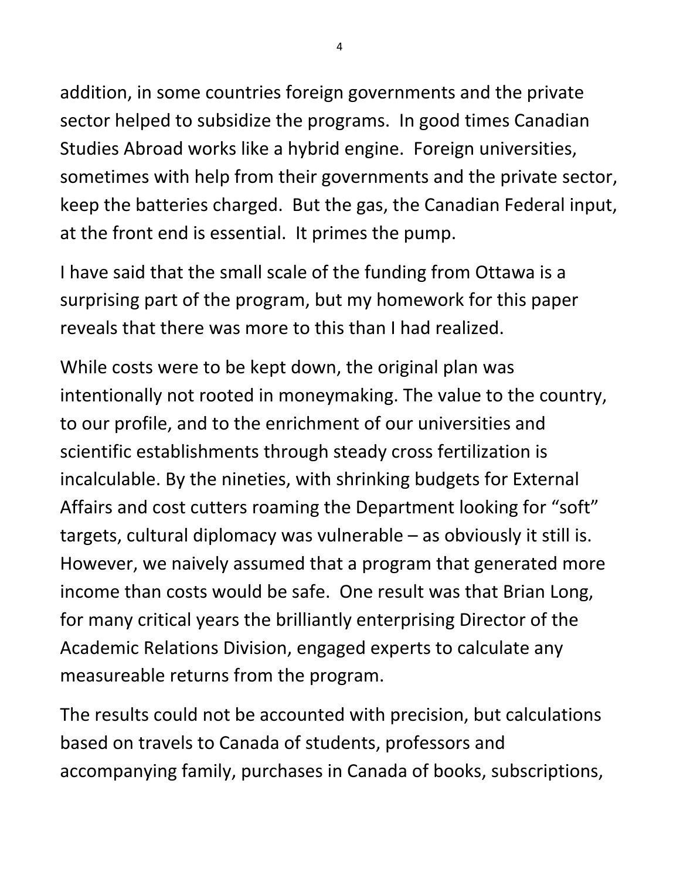addition, in some countries foreign governments and the private sector helped to subsidize the programs. In good times Canadian Studies Abroad works like a hybrid engine. Foreign universities, sometimes with help from their governments and the private sector, keep the batteries charged. But the gas, the Canadian Federal input, at the front end is essential. It primes the pump.

I have said that the small scale of the funding from Ottawa is a surprising part of the program, but my homework for this paper reveals that there was more to this than I had realized.

While costs were to be kept down, the original plan was intentionally not rooted in moneymaking. The value to the country, to our profile, and to the enrichment of our universities and scientific establishments through steady cross fertilization is incalculable. By the nineties, with shrinking budgets for External Affairs and cost cutters roaming the Department looking for "soft" targets, cultural diplomacy was vulnerable – as obviously it still is. However, we naively assumed that a program that generated more income than costs would be safe. One result was that Brian Long, for many critical years the brilliantly enterprising Director of the Academic Relations Division, engaged experts to calculate any measureable returns from the program.

The results could not be accounted with precision, but calculations based on travels to Canada of students, professors and accompanying family, purchases in Canada of books, subscriptions,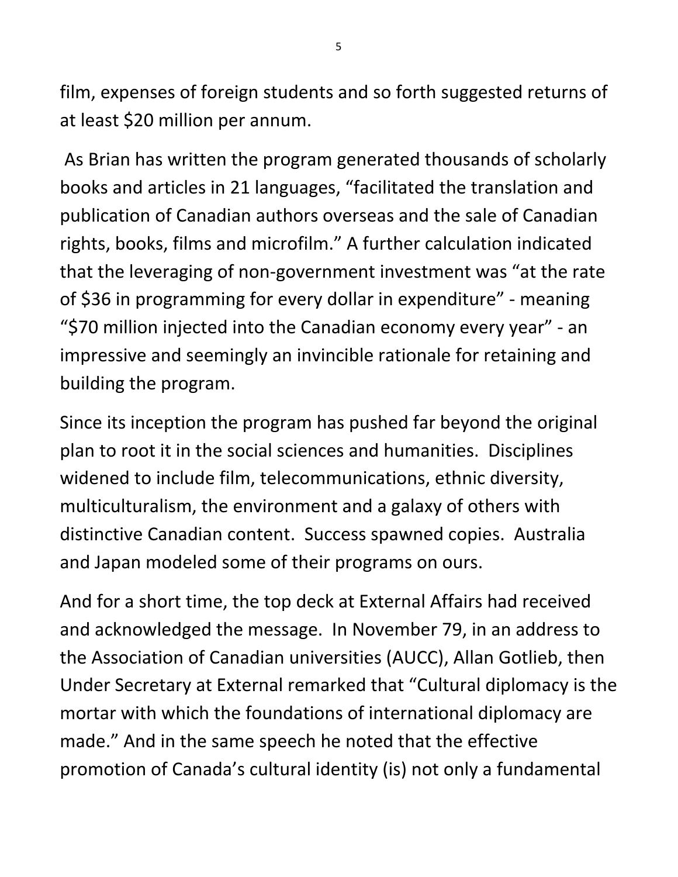film, expenses of foreign students and so forth suggested returns of at least $20 million per annum.

As Brian has written the program generated thousands of scholarly books and articles in 21 languages, "facilitated the translation and publication of Canadian authors overseas and the sale of Canadian rights, books, films and microfilm." A further calculation indicated that the leveraging of non-government investment was "at the rate of $36 in programming for every dollar in expenditure" - meaning "$70 million injected into the Canadian economy every year" - an impressive and seemingly an invincible rationale for retaining and building the program.

Since its inception the program has pushed far beyond the original plan to root it in the social sciences and humanities. Disciplines widened to include film, telecommunications, ethnic diversity, multiculturalism, the environment and a galaxy of others with distinctive Canadian content. Success spawned copies. Australia and Japan modeled some of their programs on ours.

And for a short time, the top deck at External Affairs had received and acknowledged the message. In November 79, in an address to the Association of Canadian universities (AUCC), Allan Gotlieb, then Under Secretary at External remarked that "Cultural diplomacy is the mortar with which the foundations of international diplomacy are made." And in the same speech he noted that the effective promotion of Canada's cultural identity (is) not only a fundamental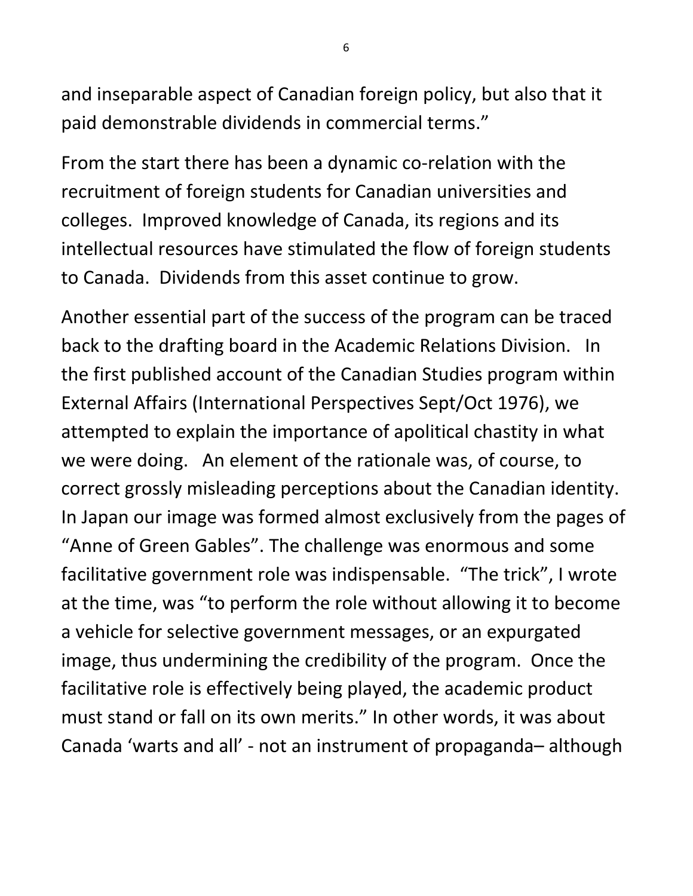and inseparable aspect of Canadian foreign policy, but also that it paid demonstrable dividends in commercial terms."

From the start there has been a dynamic co-relation with the recruitment of foreign students for Canadian universities and colleges. Improved knowledge of Canada, its regions and its intellectual resources have stimulated the flow of foreign students to Canada. Dividends from this asset continue to grow.

Another essential part of the success of the program can be traced back to the drafting board in the Academic Relations Division. In the first published account of the Canadian Studies program within External Affairs (International Perspectives Sept/Oct 1976), we attempted to explain the importance of apolitical chastity in what we were doing. An element of the rationale was, of course, to correct grossly misleading perceptions about the Canadian identity. In Japan our image was formed almost exclusively from the pages of "Anne of Green Gables". The challenge was enormous and some facilitative government role was indispensable. "The trick", I wrote at the time, was "to perform the role without allowing it to become a vehicle for selective government messages, or an expurgated image, thus undermining the credibility of the program. Once the facilitative role is effectively being played, the academic product must stand or fall on its own merits." In other words, it was about Canada 'warts and all' - not an instrument of propaganda– although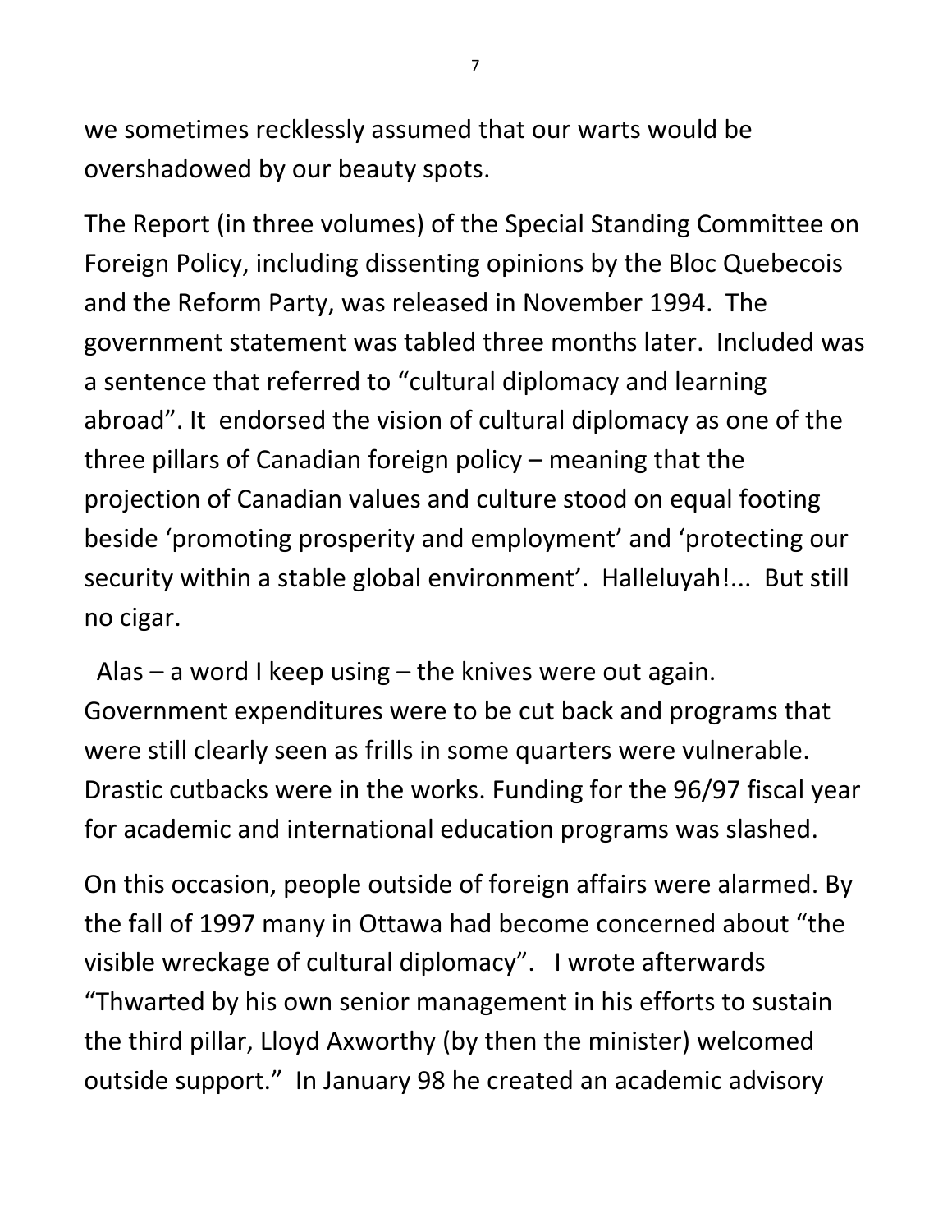we sometimes recklessly assumed that our warts would be overshadowed by our beauty spots.

The Report (in three volumes) of the Special Standing Committee on Foreign Policy, including dissenting opinions by the Bloc Quebecois and the Reform Party, was released in November 1994. The government statement was tabled three months later. Included was a sentence that referred to "cultural diplomacy and learning abroad". It endorsed the vision of cultural diplomacy as one of the three pillars of Canadian foreign policy – meaning that the projection of Canadian values and culture stood on equal footing beside 'promoting prosperity and employment' and 'protecting our security within a stable global environment'. Halleluyah!... But still no cigar.

Alas – a word I keep using – the knives were out again. Government expenditures were to be cut back and programs that were still clearly seen as frills in some quarters were vulnerable. Drastic cutbacks were in the works. Funding for the 96/97 fiscal year for academic and international education programs was slashed.

On this occasion, people outside of foreign affairs were alarmed. By the fall of 1997 many in Ottawa had become concerned about "the visible wreckage of cultural diplomacy". I wrote afterwards "Thwarted by his own senior management in his efforts to sustain the third pillar, Lloyd Axworthy (by then the minister) welcomed outside support." In January 98 he created an academic advisory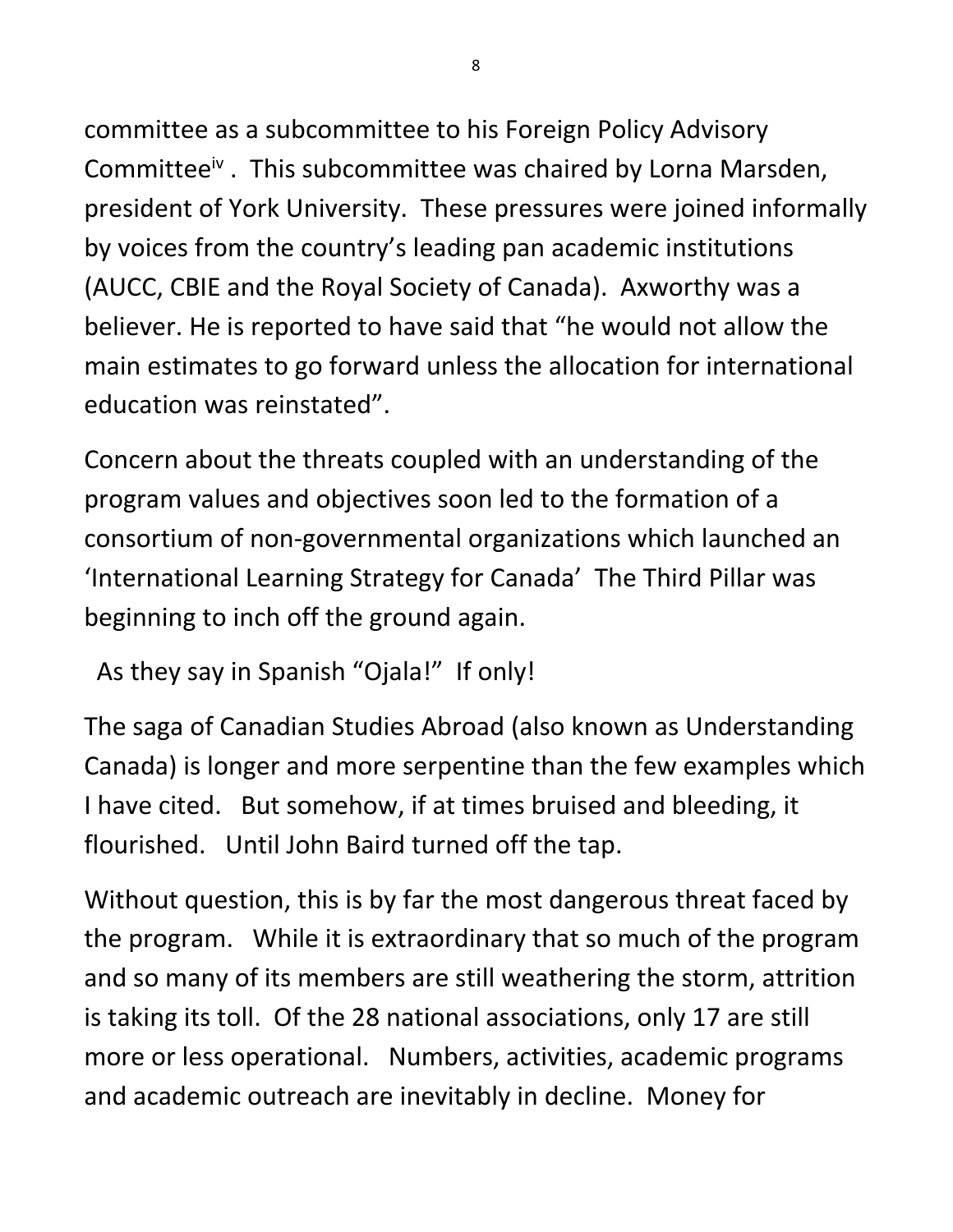committee as a subcommittee to his Foreign Policy Advisory Committee[iv] . This subcommittee was chaired by Lorna Marsden, president of York University. These pressures were joined informally by voices from the country's leading pan academic institutions (AUCC, CBIE and the Royal Society of Canada). Axworthy was a believer. He is reported to have said that "he would not allow the main estimates to go forward unless the allocation for international education was reinstated".

Concern about the threats coupled with an understanding of the program values and objectives soon led to the formation of a consortium of non-governmental organizations which launched an 'International Learning Strategy for Canada' The Third Pillar was beginning to inch off the ground again.

As they say in Spanish "Ojala!" If only!

The saga of Canadian Studies Abroad (also known as Understanding Canada) is longer and more serpentine than the few examples which I have cited. But somehow, if at times bruised and bleeding, it flourished. Until John Baird turned off the tap.

Without question, this is by far the most dangerous threat faced by the program. While it is extraordinary that so much of the program and so many of its members are still weathering the storm, attrition is taking its toll. Of the 28 national associations, only 17 are still more or less operational. Numbers, activities, academic programs and academic outreach are inevitably in decline. Money for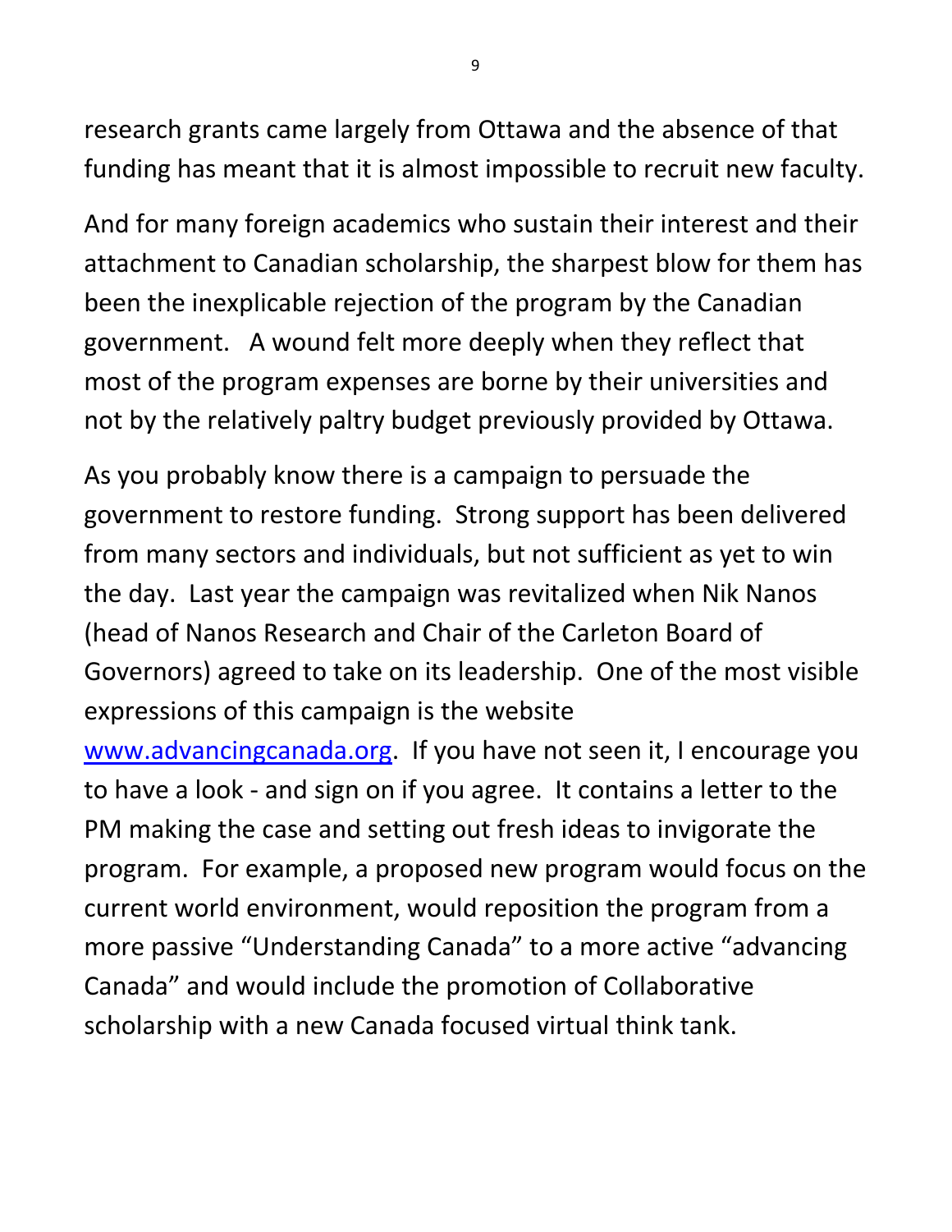research grants came largely from Ottawa and the absence of that funding has meant that it is almost impossible to recruit new faculty.

And for many foreign academics who sustain their interest and their attachment to Canadian scholarship, the sharpest blow for them has been the inexplicable rejection of the program by the Canadian government. A wound felt more deeply when they reflect that most of the program expenses are borne by their universities and not by the relatively paltry budget previously provided by Ottawa.

As you probably know there is a campaign to persuade the government to restore funding. Strong support has been delivered from many sectors and individuals, but not sufficient as yet to win the day. Last year the campaign was revitalized when Nik Nanos (head of Nanos Research and Chair of the Carleton Board of Governors) agreed to take on its leadership. One of the most visible expressions of this campaign is the website [www.advancingcanada.org](http://www.advancingcanada.org). If you have not seen it, I encourage you to have a look - and sign on if you agree. It contains a letter to the PM making the case and setting out fresh ideas to invigorate the program. For example, a proposed new program would focus on the current world environment, would reposition the program from a more passive "Understanding Canada" to a more active "advancing Canada" and would include the promotion of Collaborative scholarship with a new Canada focused virtual think tank.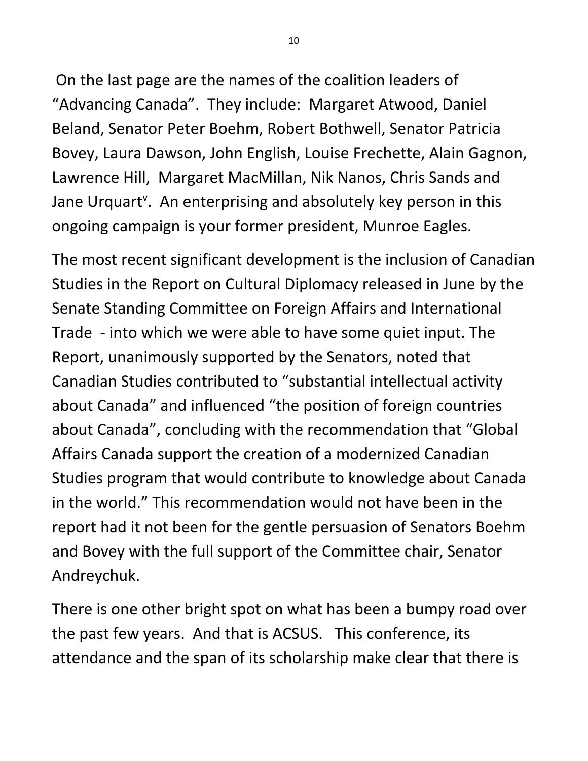On the last page are the names of the coalition leaders of "Advancing Canada". They include: Margaret Atwood, Daniel Beland, Senator Peter Boehm, Robert Bothwell, Senator Patricia Bovey, Laura Dawson, John English, Louise Frechette, Alain Gagnon, Lawrence Hill, Margaret MacMillan, Nik Nanos, Chris Sands and Jane Urquart[v]. An enterprising and absolutely key person in this ongoing campaign is your former president, Munroe Eagles.

The most recent significant development is the inclusion of Canadian Studies in the Report on Cultural Diplomacy released in June by the Senate Standing Committee on Foreign Affairs and International Trade - into which we were able to have some quiet input. The Report, unanimously supported by the Senators, noted that Canadian Studies contributed to "substantial intellectual activity about Canada" and influenced "the position of foreign countries about Canada", concluding with the recommendation that "Global Affairs Canada support the creation of a modernized Canadian Studies program that would contribute to knowledge about Canada in the world." This recommendation would not have been in the report had it not been for the gentle persuasion of Senators Boehm and Bovey with the full support of the Committee chair, Senator Andreychuk.

There is one other bright spot on what has been a bumpy road over the past few years. And that is ACSUS. This conference, its attendance and the span of its scholarship make clear that there is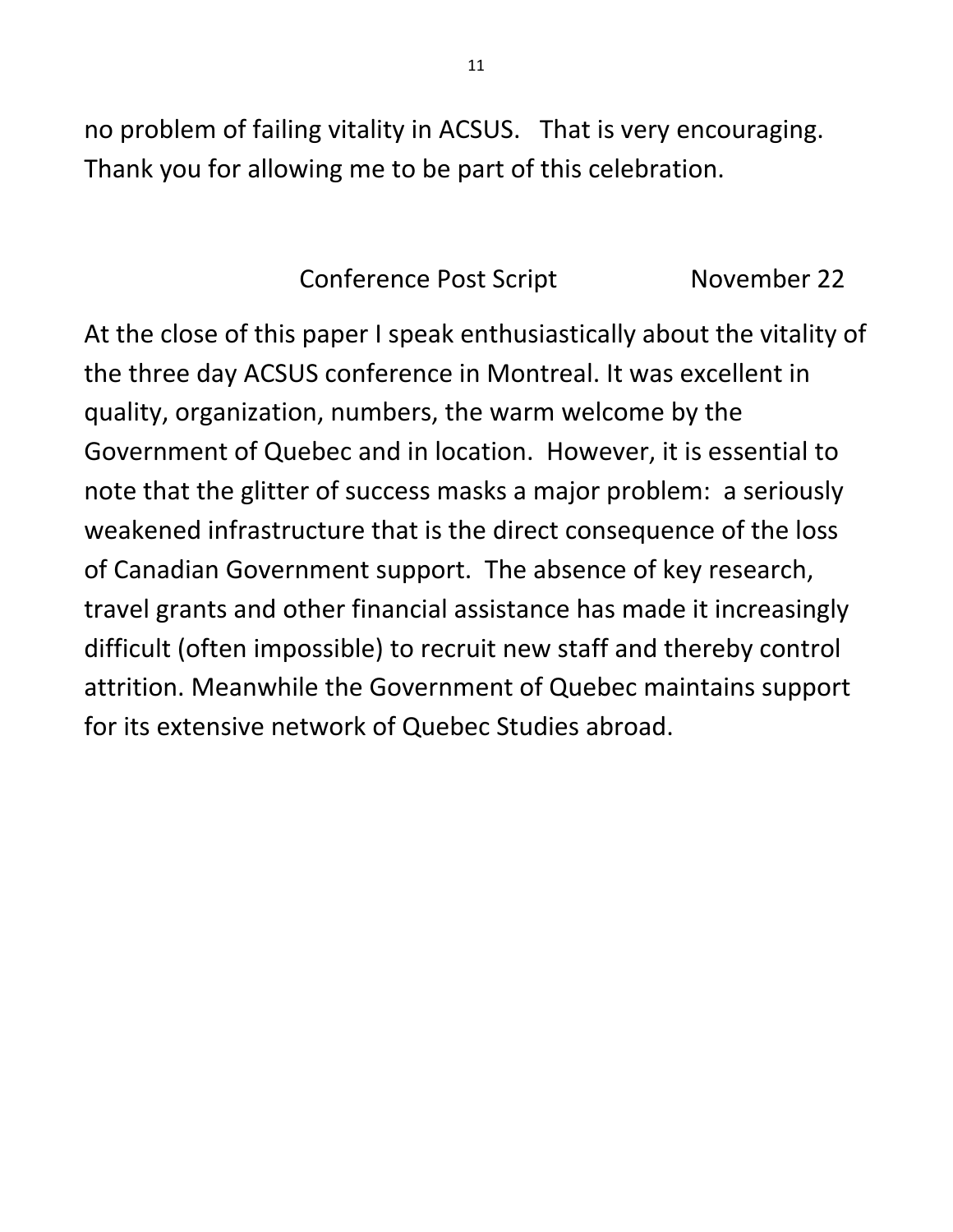no problem of failing vitality in ACSUS. That is very encouraging. Thank you for allowing me to be part of this celebration.

## Conference Post Script November 22

At the close of this paper I speak enthusiastically about the vitality of the three day ACSUS conference in Montreal. It was excellent in quality, organization, numbers, the warm welcome by the Government of Quebec and in location. However, it is essential to note that the glitter of success masks a major problem: a seriously weakened infrastructure that is the direct consequence of the loss of Canadian Government support. The absence of key research, travel grants and other financial assistance has made it increasingly difficult (often impossible) to recruit new staff and thereby control attrition. Meanwhile the Government of Quebec maintains support for its extensive network of Quebec Studies abroad.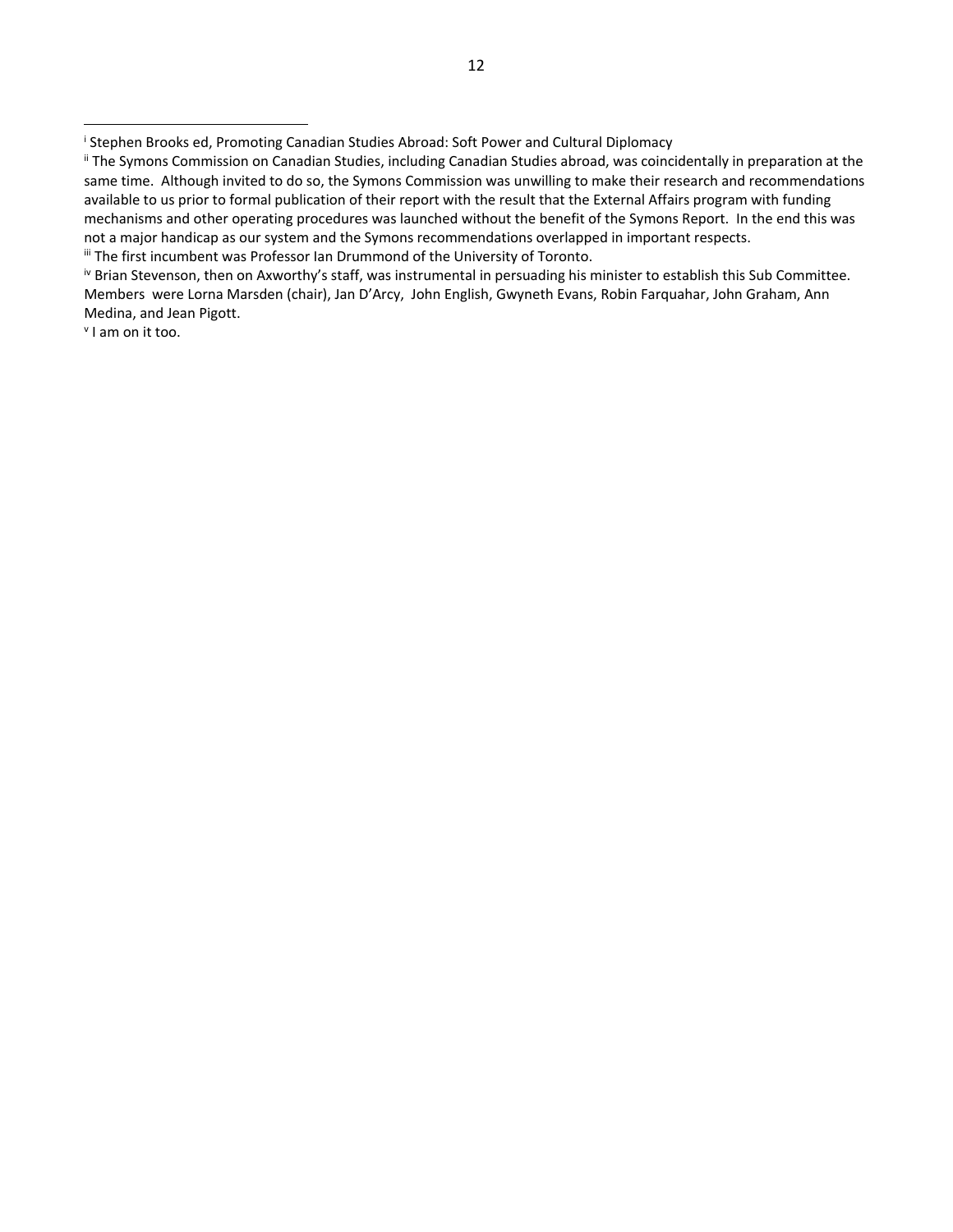---

[i] Stephen Brooks ed, Promoting Canadian Studies Abroad: Soft Power and Cultural Diplomacy

[ii] The Symons Commission on Canadian Studies, including Canadian Studies abroad, was coincidentally in preparation at the same time. Although invited to do so, the Symons Commission was unwilling to make their research and recommendations available to us prior to formal publication of their report with the result that the External Affairs program with funding mechanisms and other operating procedures was launched without the benefit of the Symons Report. In the end this was not a major handicap as our system and the Symons recommendations overlapped in important respects.

[iii] The first incumbent was Professor Ian Drummond of the University of Toronto.

[iv] Brian Stevenson, then on Axworthy's staff, was instrumental in persuading his minister to establish this Sub Committee. Members were Lorna Marsden (chair), Jan D'Arcy, John English, Gwyneth Evans, Robin Farquahar, John Graham, Ann Medina, and Jean Pigott.

[v] I am on it too.